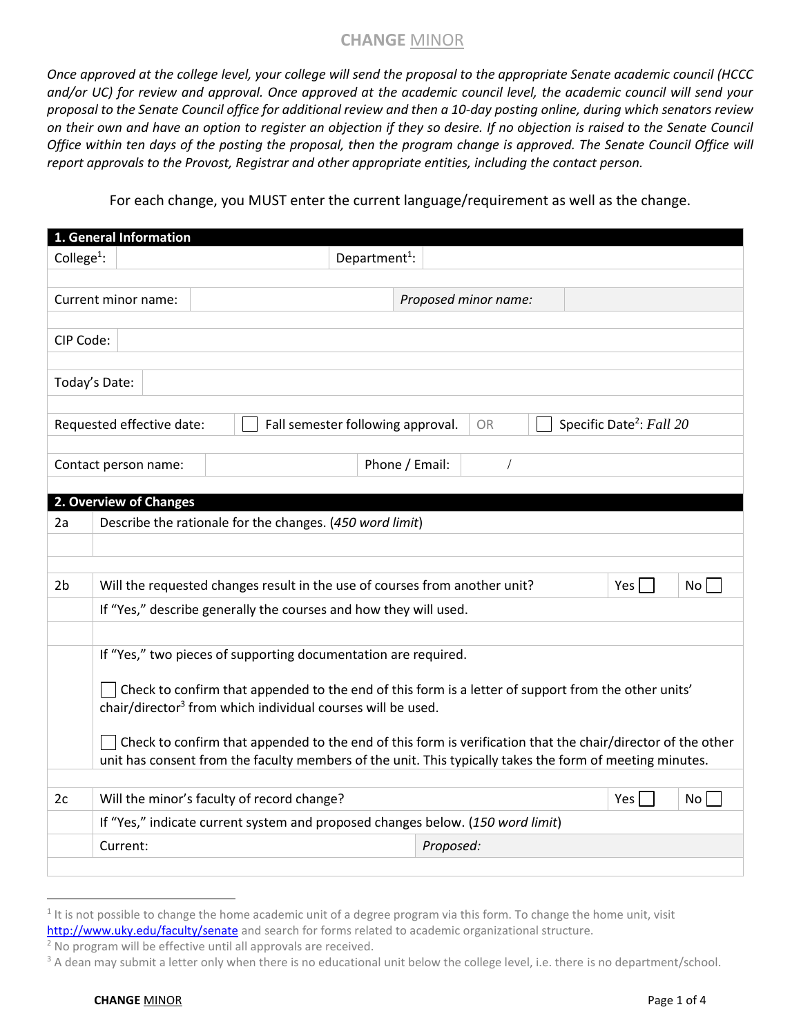# CHANGE MINOR

*Once approved at the college level, your college will send the proposal to the appropriate Senate academic council (HCCC and/or UC) for review and approval. Once approved at the academic council level, the academic council will send your proposal to the Senate Council office for additional review and then a 10-day posting online, during which senators review on their own and have an option to register an objection if they so desire. If no objection is raised to the Senate Council Office within ten days of the posting the proposal, then the program change is approved. The Senate Council Office will report approvals to the Provost, Registrar and other appropriate entities, including the contact person.*

For each change, you MUST enter the current language/requirement as well as the change.

| **1. General Information** | | | |
|---|---|---|---|
| College[1]: | | Department[1]: | |
| Current minor name: | | *Proposed minor name:* | |
| CIP Code: | | | |
| Today's Date: | | | |
| Requested effective date: | ☐ Fall semester following approval. | OR | ☐ Specific Date[2]: *Fall 20* |
| Contact person name: | | Phone / Email: | / |

| **2. Overview of Changes** | | | |
|---|---|---|---|
| 2a | Describe the rationale for the changes. (*450 word limit*) | | |
| | | | |
| 2b | Will the requested changes result in the use of courses from another unit? | Yes ☐ | No ☐ |
| | If "Yes," describe generally the courses and how they will used. | | |
| | | | |
| | If "Yes," two pieces of supporting documentation are required.<br><br>☐ Check to confirm that appended to the end of this form is a letter of support from the other units' chair/director[3] from which individual courses will be used.<br><br>☐ Check to confirm that appended to the end of this form is verification that the chair/director of the other unit has consent from the faculty members of the unit. This typically takes the form of meeting minutes. | | |
| 2c | Will the minor's faculty of record change? | Yes ☐ | No ☐ |
| | If "Yes," indicate current system and proposed changes below. (*150 word limit*) | | |
| | Current: | *Proposed:* | |

[1] It is not possible to change the home academic unit of a degree program via this form. To change the home unit, visit http://www.uky.edu/faculty/senate and search for forms related to academic organizational structure.

[2] No program will be effective until all approvals are received.

[3] A dean may submit a letter only when there is no educational unit below the college level, i.e. there is no department/school.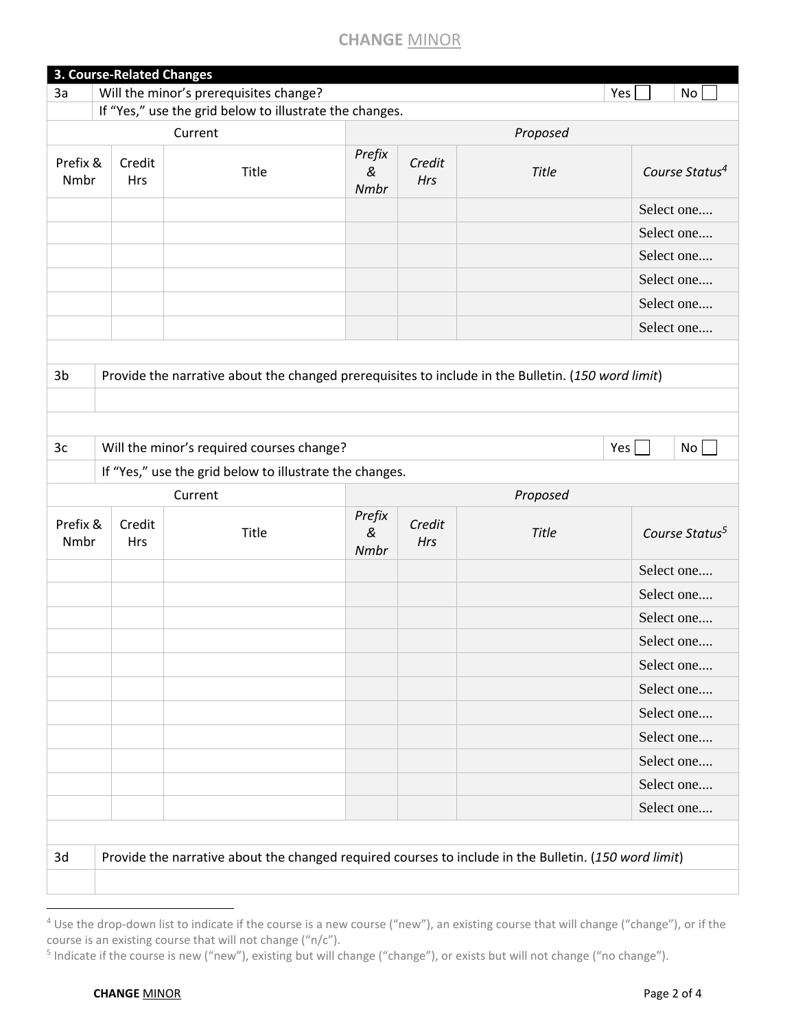## 3. Course-Related Changes

| | | |
|---|---|---|
| 3a | Will the minor's prerequisites change? | Yes ☐ No ☐ |
| | If "Yes," use the grid below to illustrate the changes. | |

| Current | | | *Proposed* | | | |
|---|---|---|---|---|---|---|
| Prefix & Nmbr | Credit Hrs | Title | *Prefix & Nmbr* | *Credit Hrs* | *Title* | *Course Status*[4] |
| | | | | | | Select one.... |
| | | | | | | Select one.... |
| | | | | | | Select one.... |
| | | | | | | Select one.... |
| | | | | | | Select one.... |
| | | | | | | Select one.... |

| | |
|---|---|
| 3b | Provide the narrative about the changed prerequisites to include in the Bulletin. (*150 word limit*) |
| | |

| | | |
|---|---|---|
| 3c | Will the minor's required courses change? | Yes ☐ No ☐ |
| | If "Yes," use the grid below to illustrate the changes. | |

| Current | | | *Proposed* | | | |
|---|---|---|---|---|---|---|
| Prefix & Nmbr | Credit Hrs | Title | *Prefix & Nmbr* | *Credit Hrs* | *Title* | *Course Status*[5] |
| | | | | | | Select one.... |
| | | | | | | Select one.... |
| | | | | | | Select one.... |
| | | | | | | Select one.... |
| | | | | | | Select one.... |
| | | | | | | Select one.... |
| | | | | | | Select one.... |
| | | | | | | Select one.... |
| | | | | | | Select one.... |
| | | | | | | Select one.... |
| | | | | | | Select one.... |

| | |
|---|---|
| 3d | Provide the narrative about the changed required courses to include in the Bulletin. (*150 word limit*) |
| | |

[4] Use the drop-down list to indicate if the course is a new course ("new"), an existing course that will change ("change"), or if the course is an existing course that will not change ("n/c").

[5] Indicate if the course is new ("new"), existing but will change ("change"), or exists but will not change ("no change").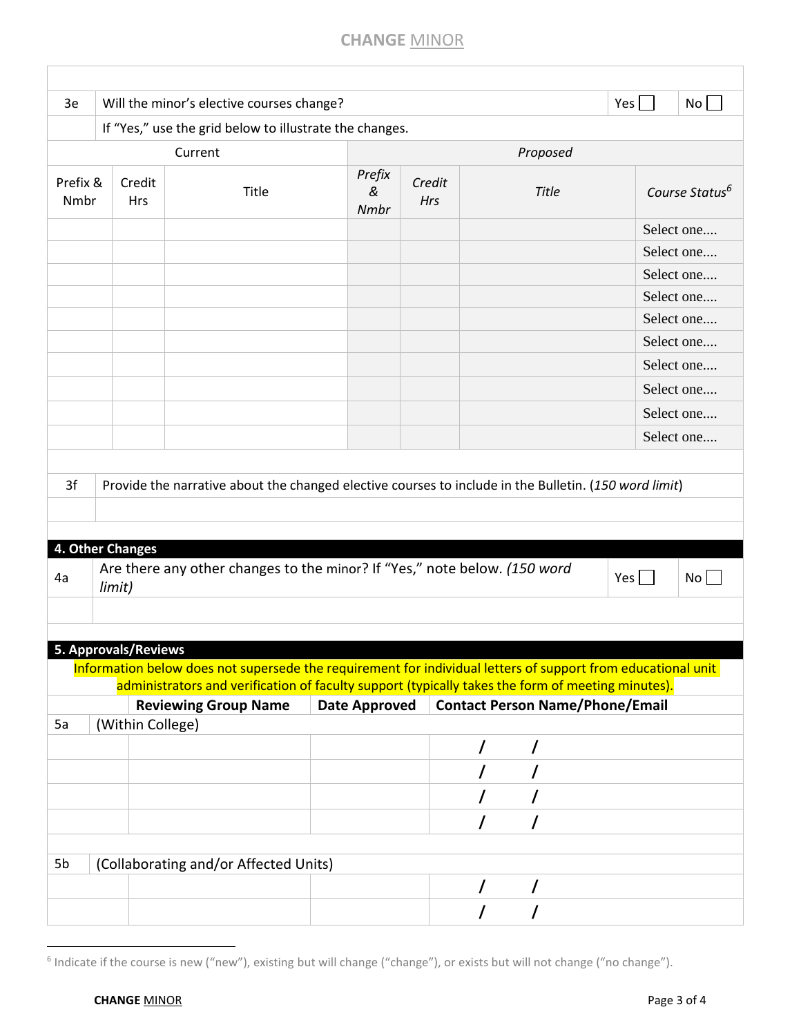| | | | |
|---|---|---|---|
| 3e | Will the minor's elective courses change? | Yes ☐ | No ☐ |
| | If "Yes," use the grid below to illustrate the changes. | | |

| Current | | | *Proposed* | | | |
|---|---|---|---|---|---|---|
| Prefix & Nmbr | Credit Hrs | Title | *Prefix & Nmbr* | *Credit Hrs* | *Title* | *Course Status*[6] |
| | | | | | | Select one.... |
| | | | | | | Select one.... |
| | | | | | | Select one.... |
| | | | | | | Select one.... |
| | | | | | | Select one.... |
| | | | | | | Select one.... |
| | | | | | | Select one.... |
| | | | | | | Select one.... |
| | | | | | | Select one.... |
| | | | | | | Select one.... |

| | |
|---|---|
| 3f | Provide the narrative about the changed elective courses to include in the Bulletin. (*150 word limit*) |
| | |

## 4. Other Changes

| | | | |
|---|---|---|---|
| 4a | Are there any other changes to the minor? If "Yes," note below. *(150 word limit)* | Yes ☐ | No ☐ |
| | | | |

## 5. Approvals/Reviews

Information below does not supersede the requirement for individual letters of support from educational unit administrators and verification of faculty support (typically takes the form of meeting minutes).

| | **Reviewing Group Name** | **Date Approved** | **Contact Person Name/Phone/Email** |
|---|---|---|---|
| 5a | (Within College) | | |
| | | | / / |
| | | | / / |
| | | | / / |
| | | | / / |
| 5b | (Collaborating and/or Affected Units) | | |
| | | | / / |
| | | | / / |

[6] Indicate if the course is new ("new"), existing but will change ("change"), or exists but will not change ("no change").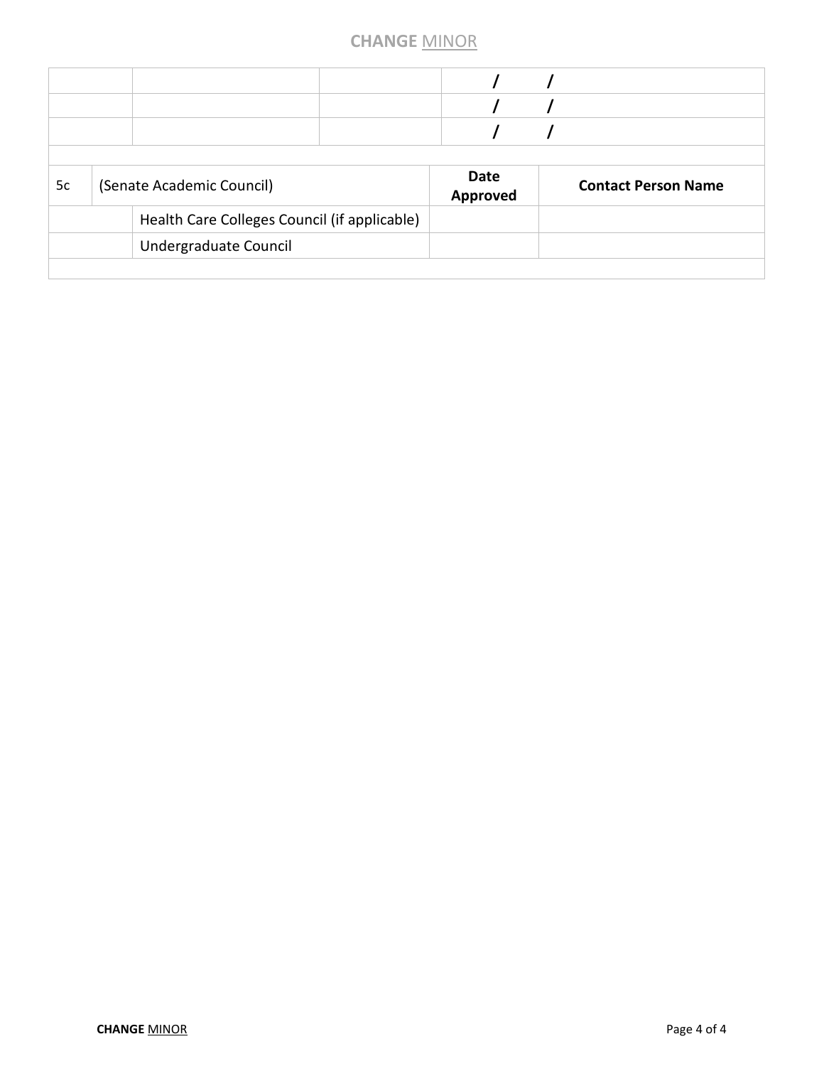| | | | |
|---|---|---|---|
| | | | / / |
| | | | / / |
| | | | / / |

| 5c | (Senate Academic Council) | **Date Approved** | **Contact Person Name** |
|---|---|---|---|
| | Health Care Colleges Council (if applicable) | | |
| | Undergraduate Council | | |